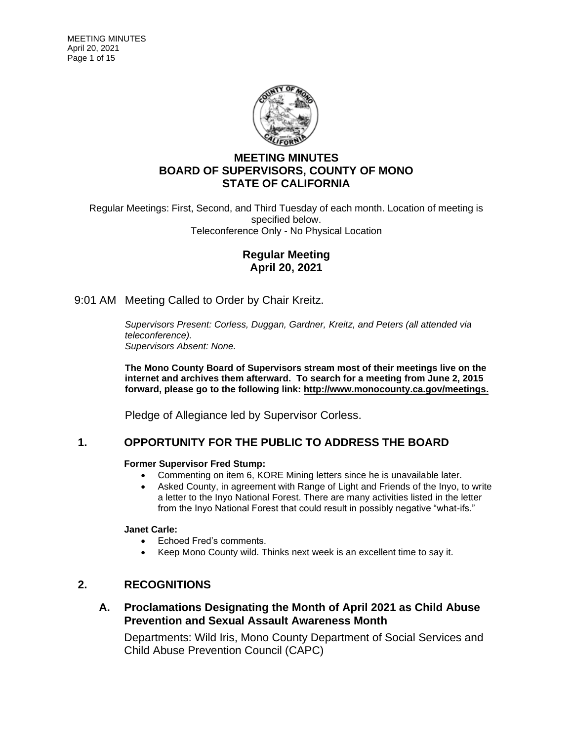# MEETING MINUTES
# BOARD OF SUPERVISORS, COUNTY OF MONO
# STATE OF CALIFORNIA

Regular Meetings: First, Second, and Third Tuesday of each month. Location of meeting is specified below.
Teleconference Only - No Physical Location

## Regular Meeting
## April 20, 2021

9:01 AM Meeting Called to Order by Chair Kreitz.

*Supervisors Present: Corless, Duggan, Gardner, Kreitz, and Peters (all attended via teleconference).*
*Supervisors Absent: None.*

**The Mono County Board of Supervisors stream most of their meetings live on the internet and archives them afterward. To search for a meeting from June 2, 2015 forward, please go to the following link: http://www.monocounty.ca.gov/meetings.**

Pledge of Allegiance led by Supervisor Corless.

## 1. OPPORTUNITY FOR THE PUBLIC TO ADDRESS THE BOARD

**Former Supervisor Fred Stump:**

- Commenting on item 6, KORE Mining letters since he is unavailable later.
- Asked County, in agreement with Range of Light and Friends of the Inyo, to write a letter to the Inyo National Forest. There are many activities listed in the letter from the Inyo National Forest that could result in possibly negative "what-ifs."

**Janet Carle:**

- Echoed Fred's comments.
- Keep Mono County wild. Thinks next week is an excellent time to say it.

## 2. RECOGNITIONS

### A. Proclamations Designating the Month of April 2021 as Child Abuse Prevention and Sexual Assault Awareness Month

Departments: Wild Iris, Mono County Department of Social Services and Child Abuse Prevention Council (CAPC)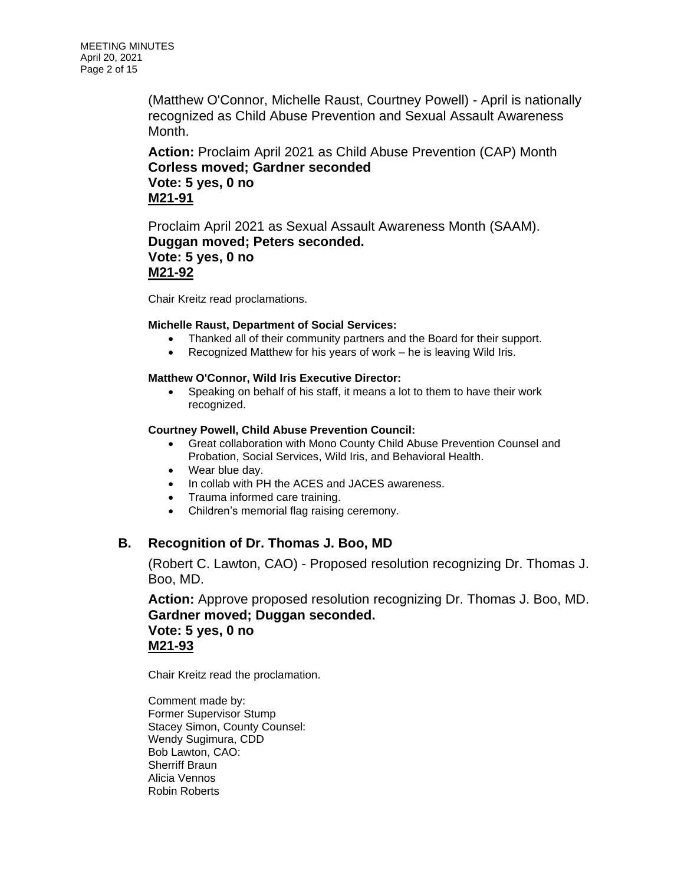(Matthew O'Connor, Michelle Raust, Courtney Powell) - April is nationally recognized as Child Abuse Prevention and Sexual Assault Awareness Month.

**Action:** Proclaim April 2021 as Child Abuse Prevention (CAP) Month
**Corless moved; Gardner seconded**
**Vote: 5 yes, 0 no**
**M21-91**

Proclaim April 2021 as Sexual Assault Awareness Month (SAAM).
**Duggan moved; Peters seconded.**
**Vote: 5 yes, 0 no**
**M21-92**

Chair Kreitz read proclamations.

**Michelle Raust, Department of Social Services:**

- Thanked all of their community partners and the Board for their support.
- Recognized Matthew for his years of work – he is leaving Wild Iris.

**Matthew O'Connor, Wild Iris Executive Director:**

- Speaking on behalf of his staff, it means a lot to them to have their work recognized.

**Courtney Powell, Child Abuse Prevention Council:**

- Great collaboration with Mono County Child Abuse Prevention Counsel and Probation, Social Services, Wild Iris, and Behavioral Health.
- Wear blue day.
- In collab with PH the ACES and JACES awareness.
- Trauma informed care training.
- Children's memorial flag raising ceremony.

## B. Recognition of Dr. Thomas J. Boo, MD

(Robert C. Lawton, CAO) - Proposed resolution recognizing Dr. Thomas J. Boo, MD.

**Action:** Approve proposed resolution recognizing Dr. Thomas J. Boo, MD.
**Gardner moved; Duggan seconded.**
**Vote: 5 yes, 0 no**
**M21-93**

Chair Kreitz read the proclamation.

Comment made by:
Former Supervisor Stump
Stacey Simon, County Counsel:
Wendy Sugimura, CDD
Bob Lawton, CAO:
Sherriff Braun
Alicia Vennos
Robin Roberts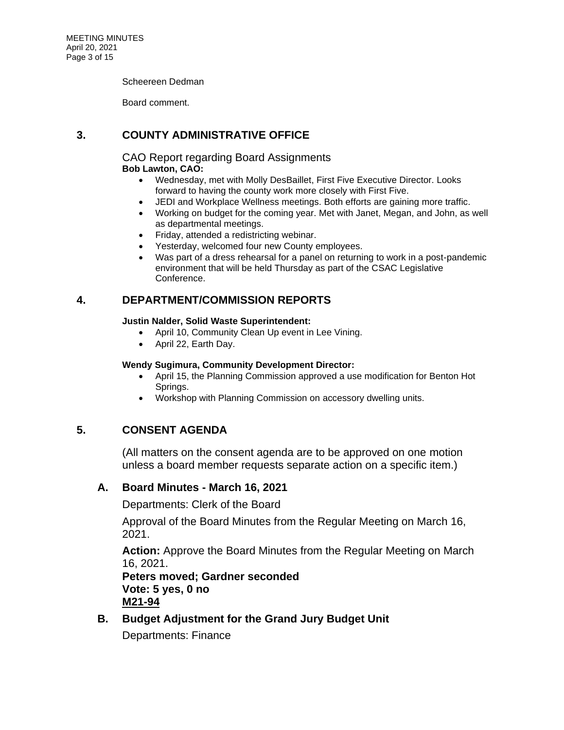Scheereen Dedman

Board comment.

## 3. COUNTY ADMINISTRATIVE OFFICE

CAO Report regarding Board Assignments

**Bob Lawton, CAO:**

- Wednesday, met with Molly DesBaillet, First Five Executive Director. Looks forward to having the county work more closely with First Five.
- JEDI and Workplace Wellness meetings. Both efforts are gaining more traffic.
- Working on budget for the coming year. Met with Janet, Megan, and John, as well as departmental meetings.
- Friday, attended a redistricting webinar.
- Yesterday, welcomed four new County employees.
- Was part of a dress rehearsal for a panel on returning to work in a post-pandemic environment that will be held Thursday as part of the CSAC Legislative Conference.

## 4. DEPARTMENT/COMMISSION REPORTS

**Justin Nalder, Solid Waste Superintendent:**

- April 10, Community Clean Up event in Lee Vining.
- April 22, Earth Day.

**Wendy Sugimura, Community Development Director:**

- April 15, the Planning Commission approved a use modification for Benton Hot Springs.
- Workshop with Planning Commission on accessory dwelling units.

## 5. CONSENT AGENDA

(All matters on the consent agenda are to be approved on one motion unless a board member requests separate action on a specific item.)

### A. Board Minutes - March 16, 2021

Departments: Clerk of the Board

Approval of the Board Minutes from the Regular Meeting on March 16, 2021.

**Action:** Approve the Board Minutes from the Regular Meeting on March 16, 2021.
**Peters moved; Gardner seconded**
**Vote: 5 yes, 0 no**
**M21-94**

### B. Budget Adjustment for the Grand Jury Budget Unit

Departments: Finance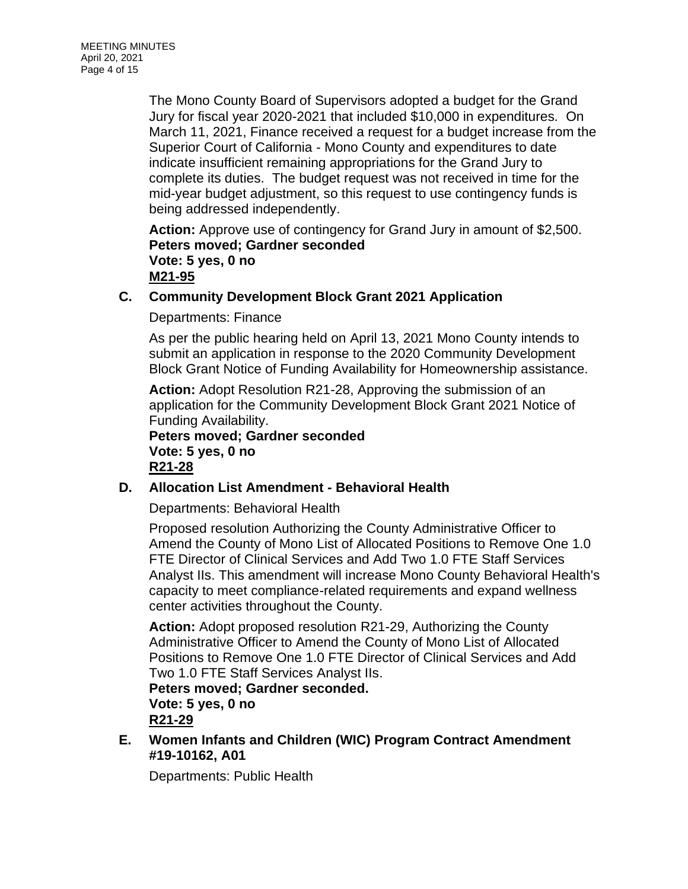The Mono County Board of Supervisors adopted a budget for the Grand Jury for fiscal year 2020-2021 that included $10,000 in expenditures. On March 11, 2021, Finance received a request for a budget increase from the Superior Court of California - Mono County and expenditures to date indicate insufficient remaining appropriations for the Grand Jury to complete its duties. The budget request was not received in time for the mid-year budget adjustment, so this request to use contingency funds is being addressed independently.

**Action:** Approve use of contingency for Grand Jury in amount of $2,500.
**Peters moved; Gardner seconded**
**Vote: 5 yes, 0 no**
**M21-95**

### C. Community Development Block Grant 2021 Application

Departments: Finance

As per the public hearing held on April 13, 2021 Mono County intends to submit an application in response to the 2020 Community Development Block Grant Notice of Funding Availability for Homeownership assistance.

**Action:** Adopt Resolution R21-28, Approving the submission of an application for the Community Development Block Grant 2021 Notice of Funding Availability.
**Peters moved; Gardner seconded**
**Vote: 5 yes, 0 no**
**R21-28**

### D. Allocation List Amendment - Behavioral Health

Departments: Behavioral Health

Proposed resolution Authorizing the County Administrative Officer to Amend the County of Mono List of Allocated Positions to Remove One 1.0 FTE Director of Clinical Services and Add Two 1.0 FTE Staff Services Analyst IIs. This amendment will increase Mono County Behavioral Health's capacity to meet compliance-related requirements and expand wellness center activities throughout the County.

**Action:** Adopt proposed resolution R21-29, Authorizing the County Administrative Officer to Amend the County of Mono List of Allocated Positions to Remove One 1.0 FTE Director of Clinical Services and Add Two 1.0 FTE Staff Services Analyst IIs.
**Peters moved; Gardner seconded.**
**Vote: 5 yes, 0 no**
**R21-29**

### E. Women Infants and Children (WIC) Program Contract Amendment #19-10162, A01

Departments: Public Health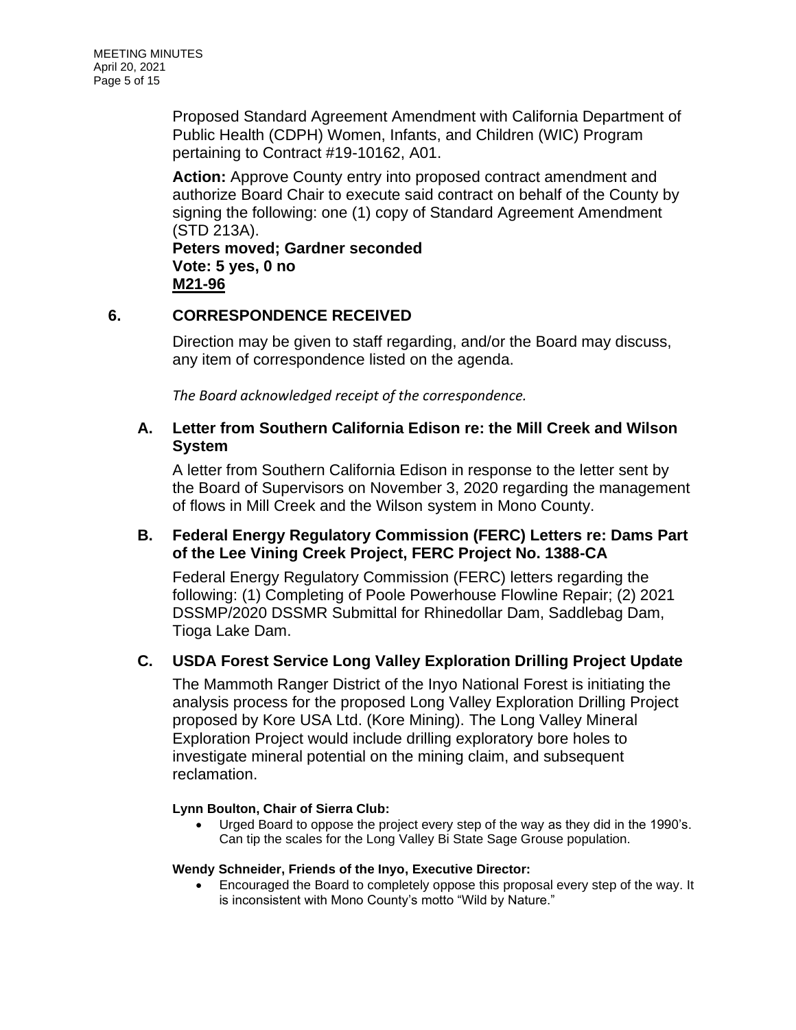Proposed Standard Agreement Amendment with California Department of Public Health (CDPH) Women, Infants, and Children (WIC) Program pertaining to Contract #19-10162, A01.

**Action:** Approve County entry into proposed contract amendment and authorize Board Chair to execute said contract on behalf of the County by signing the following: one (1) copy of Standard Agreement Amendment (STD 213A).
**Peters moved; Gardner seconded**
**Vote: 5 yes, 0 no**
**M21-96**

## 6. CORRESPONDENCE RECEIVED

Direction may be given to staff regarding, and/or the Board may discuss, any item of correspondence listed on the agenda.

*The Board acknowledged receipt of the correspondence.*

### A. Letter from Southern California Edison re: the Mill Creek and Wilson System

A letter from Southern California Edison in response to the letter sent by the Board of Supervisors on November 3, 2020 regarding the management of flows in Mill Creek and the Wilson system in Mono County.

### B. Federal Energy Regulatory Commission (FERC) Letters re: Dams Part of the Lee Vining Creek Project, FERC Project No. 1388-CA

Federal Energy Regulatory Commission (FERC) letters regarding the following: (1) Completing of Poole Powerhouse Flowline Repair; (2) 2021 DSSMP/2020 DSSMR Submittal for Rhinedollar Dam, Saddlebag Dam, Tioga Lake Dam.

### C. USDA Forest Service Long Valley Exploration Drilling Project Update

The Mammoth Ranger District of the Inyo National Forest is initiating the analysis process for the proposed Long Valley Exploration Drilling Project proposed by Kore USA Ltd. (Kore Mining). The Long Valley Mineral Exploration Project would include drilling exploratory bore holes to investigate mineral potential on the mining claim, and subsequent reclamation.

**Lynn Boulton, Chair of Sierra Club:**

- Urged Board to oppose the project every step of the way as they did in the 1990's. Can tip the scales for the Long Valley Bi State Sage Grouse population.

**Wendy Schneider, Friends of the Inyo, Executive Director:**

- Encouraged the Board to completely oppose this proposal every step of the way. It is inconsistent with Mono County's motto "Wild by Nature."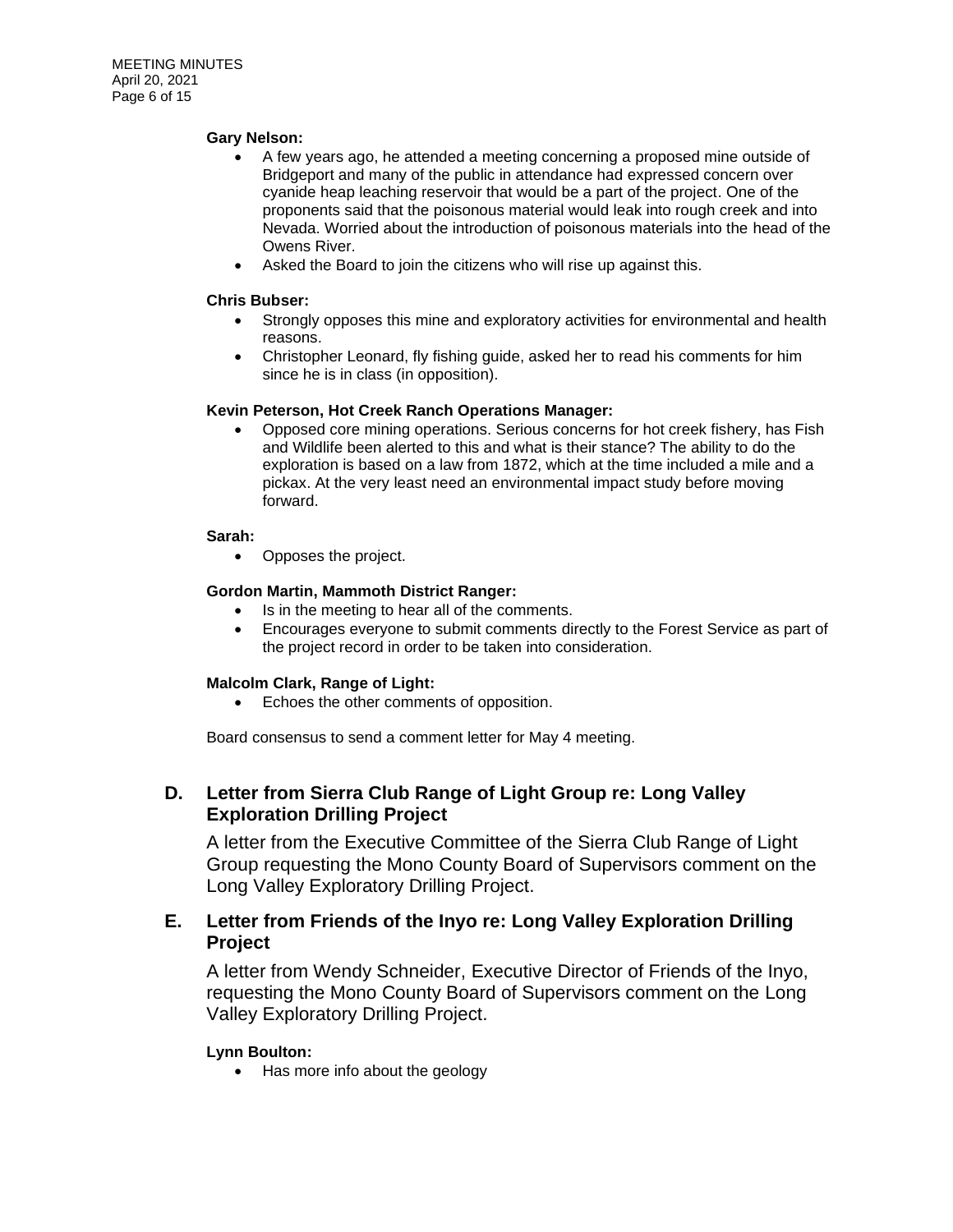**Gary Nelson:**

- A few years ago, he attended a meeting concerning a proposed mine outside of Bridgeport and many of the public in attendance had expressed concern over cyanide heap leaching reservoir that would be a part of the project. One of the proponents said that the poisonous material would leak into rough creek and into Nevada. Worried about the introduction of poisonous materials into the head of the Owens River.
- Asked the Board to join the citizens who will rise up against this.

**Chris Bubser:**

- Strongly opposes this mine and exploratory activities for environmental and health reasons.
- Christopher Leonard, fly fishing guide, asked her to read his comments for him since he is in class (in opposition).

**Kevin Peterson, Hot Creek Ranch Operations Manager:**

- Opposed core mining operations. Serious concerns for hot creek fishery, has Fish and Wildlife been alerted to this and what is their stance? The ability to do the exploration is based on a law from 1872, which at the time included a mile and a pickax. At the very least need an environmental impact study before moving forward.

**Sarah:**

- Opposes the project.

**Gordon Martin, Mammoth District Ranger:**

- Is in the meeting to hear all of the comments.
- Encourages everyone to submit comments directly to the Forest Service as part of the project record in order to be taken into consideration.

**Malcolm Clark, Range of Light:**

- Echoes the other comments of opposition.

Board consensus to send a comment letter for May 4 meeting.

## D. Letter from Sierra Club Range of Light Group re: Long Valley Exploration Drilling Project

A letter from the Executive Committee of the Sierra Club Range of Light Group requesting the Mono County Board of Supervisors comment on the Long Valley Exploratory Drilling Project.

## E. Letter from Friends of the Inyo re: Long Valley Exploration Drilling Project

A letter from Wendy Schneider, Executive Director of Friends of the Inyo, requesting the Mono County Board of Supervisors comment on the Long Valley Exploratory Drilling Project.

**Lynn Boulton:**

- Has more info about the geology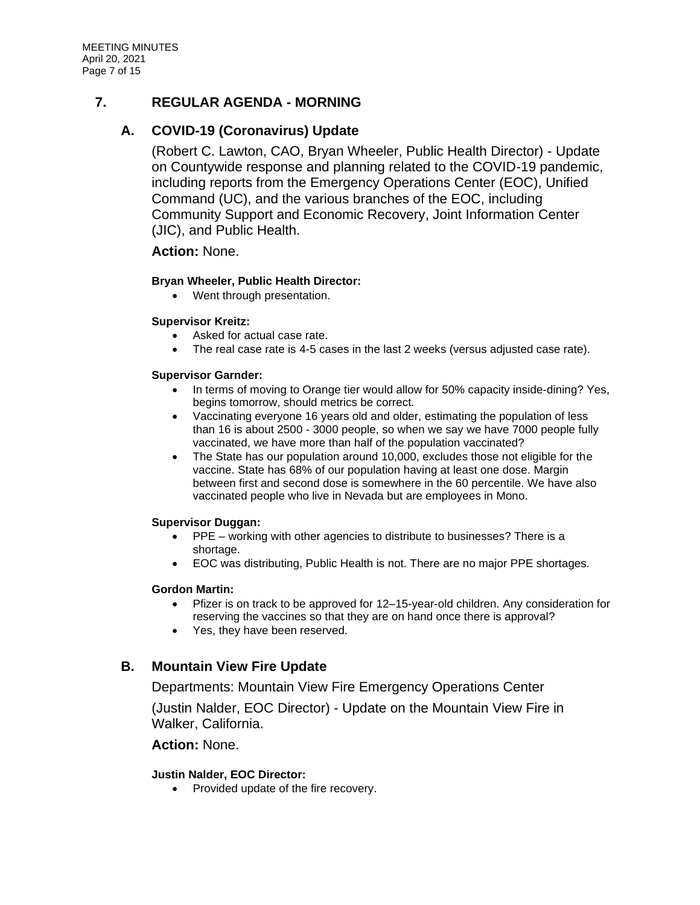## 7. REGULAR AGENDA - MORNING

### A. COVID-19 (Coronavirus) Update

(Robert C. Lawton, CAO, Bryan Wheeler, Public Health Director) - Update on Countywide response and planning related to the COVID-19 pandemic, including reports from the Emergency Operations Center (EOC), Unified Command (UC), and the various branches of the EOC, including Community Support and Economic Recovery, Joint Information Center (JIC), and Public Health.

**Action:** None.

**Bryan Wheeler, Public Health Director:**

- Went through presentation.

**Supervisor Kreitz:**

- Asked for actual case rate.
- The real case rate is 4-5 cases in the last 2 weeks (versus adjusted case rate).

**Supervisor Garnder:**

- In terms of moving to Orange tier would allow for 50% capacity inside-dining? Yes, begins tomorrow, should metrics be correct.
- Vaccinating everyone 16 years old and older, estimating the population of less than 16 is about 2500 - 3000 people, so when we say we have 7000 people fully vaccinated, we have more than half of the population vaccinated?
- The State has our population around 10,000, excludes those not eligible for the vaccine. State has 68% of our population having at least one dose. Margin between first and second dose is somewhere in the 60 percentile. We have also vaccinated people who live in Nevada but are employees in Mono.

**Supervisor Duggan:**

- PPE – working with other agencies to distribute to businesses? There is a shortage.
- EOC was distributing, Public Health is not. There are no major PPE shortages.

**Gordon Martin:**

- Pfizer is on track to be approved for 12–15-year-old children. Any consideration for reserving the vaccines so that they are on hand once there is approval?
- Yes, they have been reserved.

### B. Mountain View Fire Update

Departments: Mountain View Fire Emergency Operations Center

(Justin Nalder, EOC Director) - Update on the Mountain View Fire in Walker, California.

**Action:** None.

**Justin Nalder, EOC Director:**

- Provided update of the fire recovery.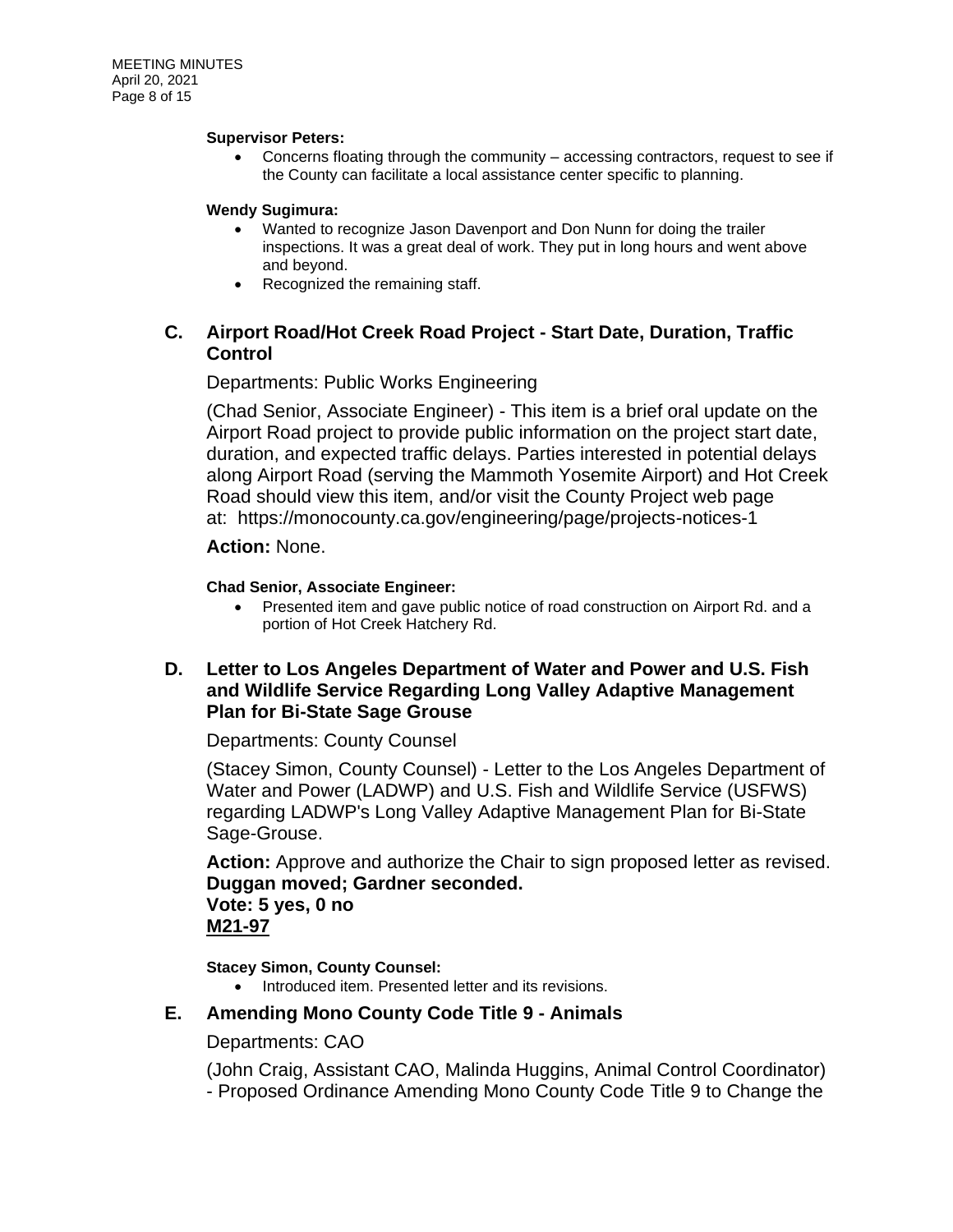**Supervisor Peters:**

- Concerns floating through the community – accessing contractors, request to see if the County can facilitate a local assistance center specific to planning.

**Wendy Sugimura:**

- Wanted to recognize Jason Davenport and Don Nunn for doing the trailer inspections. It was a great deal of work. They put in long hours and went above and beyond.
- Recognized the remaining staff.

## C. Airport Road/Hot Creek Road Project - Start Date, Duration, Traffic Control

Departments: Public Works Engineering

(Chad Senior, Associate Engineer) - This item is a brief oral update on the Airport Road project to provide public information on the project start date, duration, and expected traffic delays. Parties interested in potential delays along Airport Road (serving the Mammoth Yosemite Airport) and Hot Creek Road should view this item, and/or visit the County Project web page at: https://monocounty.ca.gov/engineering/page/projects-notices-1

**Action:** None.

**Chad Senior, Associate Engineer:**

- Presented item and gave public notice of road construction on Airport Rd. and a portion of Hot Creek Hatchery Rd.

## D. Letter to Los Angeles Department of Water and Power and U.S. Fish and Wildlife Service Regarding Long Valley Adaptive Management Plan for Bi-State Sage Grouse

Departments: County Counsel

(Stacey Simon, County Counsel) - Letter to the Los Angeles Department of Water and Power (LADWP) and U.S. Fish and Wildlife Service (USFWS) regarding LADWP's Long Valley Adaptive Management Plan for Bi-State Sage-Grouse.

**Action:** Approve and authorize the Chair to sign proposed letter as revised.
**Duggan moved; Gardner seconded.**
**Vote: 5 yes, 0 no**
**M21-97**

**Stacey Simon, County Counsel:**

- Introduced item. Presented letter and its revisions.

## E. Amending Mono County Code Title 9 - Animals

Departments: CAO

(John Craig, Assistant CAO, Malinda Huggins, Animal Control Coordinator) - Proposed Ordinance Amending Mono County Code Title 9 to Change the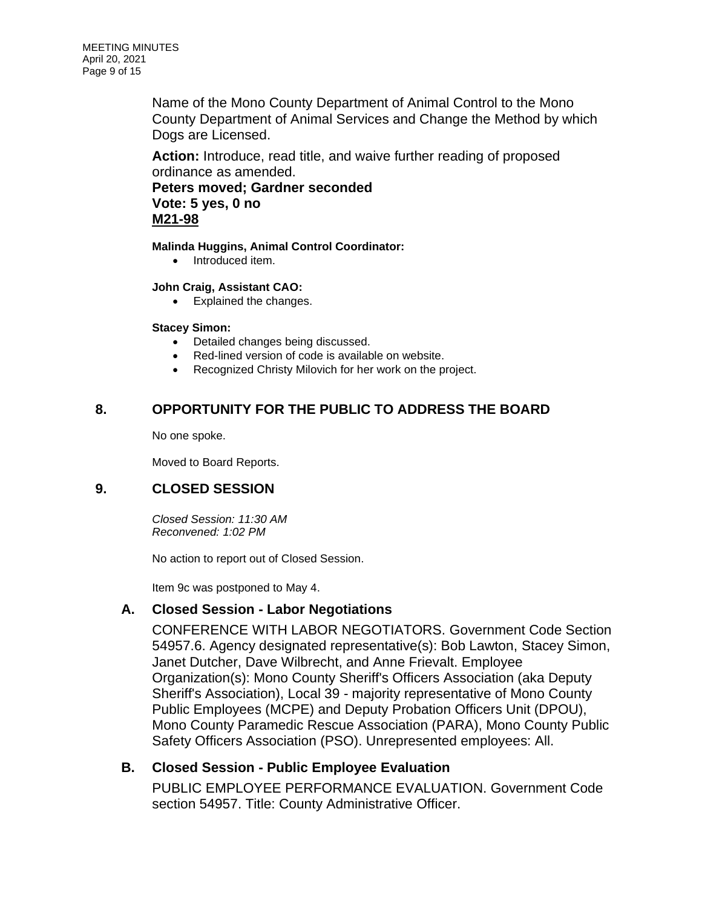Name of the Mono County Department of Animal Control to the Mono County Department of Animal Services and Change the Method by which Dogs are Licensed.

**Action:** Introduce, read title, and waive further reading of proposed ordinance as amended.
**Peters moved; Gardner seconded**
**Vote: 5 yes, 0 no**
**M21-98**

**Malinda Huggins, Animal Control Coordinator:**

- Introduced item.

**John Craig, Assistant CAO:**

- Explained the changes.

**Stacey Simon:**

- Detailed changes being discussed.
- Red-lined version of code is available on website.
- Recognized Christy Milovich for her work on the project.

## 8. OPPORTUNITY FOR THE PUBLIC TO ADDRESS THE BOARD

No one spoke.

Moved to Board Reports.

## 9. CLOSED SESSION

*Closed Session: 11:30 AM*
*Reconvened: 1:02 PM*

No action to report out of Closed Session.

Item 9c was postponed to May 4.

### A. Closed Session - Labor Negotiations

CONFERENCE WITH LABOR NEGOTIATORS. Government Code Section 54957.6. Agency designated representative(s): Bob Lawton, Stacey Simon, Janet Dutcher, Dave Wilbrecht, and Anne Frievalt. Employee Organization(s): Mono County Sheriff's Officers Association (aka Deputy Sheriff's Association), Local 39 - majority representative of Mono County Public Employees (MCPE) and Deputy Probation Officers Unit (DPOU), Mono County Paramedic Rescue Association (PARA), Mono County Public Safety Officers Association (PSO). Unrepresented employees: All.

### B. Closed Session - Public Employee Evaluation

PUBLIC EMPLOYEE PERFORMANCE EVALUATION. Government Code section 54957. Title: County Administrative Officer.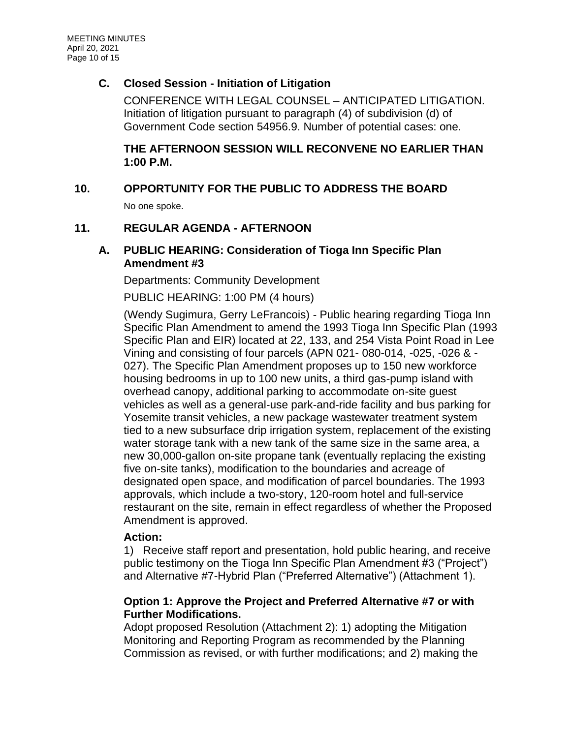### C. Closed Session - Initiation of Litigation

CONFERENCE WITH LEGAL COUNSEL – ANTICIPATED LITIGATION. Initiation of litigation pursuant to paragraph (4) of subdivision (d) of Government Code section 54956.9. Number of potential cases: one.

**THE AFTERNOON SESSION WILL RECONVENE NO EARLIER THAN 1:00 P.M.**

## 10. OPPORTUNITY FOR THE PUBLIC TO ADDRESS THE BOARD

No one spoke.

## 11. REGULAR AGENDA - AFTERNOON

### A. PUBLIC HEARING: Consideration of Tioga Inn Specific Plan Amendment #3

Departments: Community Development

PUBLIC HEARING: 1:00 PM (4 hours)

(Wendy Sugimura, Gerry LeFrancois) - Public hearing regarding Tioga Inn Specific Plan Amendment to amend the 1993 Tioga Inn Specific Plan (1993 Specific Plan and EIR) located at 22, 133, and 254 Vista Point Road in Lee Vining and consisting of four parcels (APN 021- 080-014, -025, -026 & -027). The Specific Plan Amendment proposes up to 150 new workforce housing bedrooms in up to 100 new units, a third gas-pump island with overhead canopy, additional parking to accommodate on-site guest vehicles as well as a general-use park-and-ride facility and bus parking for Yosemite transit vehicles, a new package wastewater treatment system tied to a new subsurface drip irrigation system, replacement of the existing water storage tank with a new tank of the same size in the same area, a new 30,000-gallon on-site propane tank (eventually replacing the existing five on-site tanks), modification to the boundaries and acreage of designated open space, and modification of parcel boundaries. The 1993 approvals, which include a two-story, 120-room hotel and full-service restaurant on the site, remain in effect regardless of whether the Proposed Amendment is approved.

**Action:**

1) Receive staff report and presentation, hold public hearing, and receive public testimony on the Tioga Inn Specific Plan Amendment #3 ("Project") and Alternative #7-Hybrid Plan ("Preferred Alternative") (Attachment 1).

**Option 1: Approve the Project and Preferred Alternative #7 or with Further Modifications.**

Adopt proposed Resolution (Attachment 2): 1) adopting the Mitigation Monitoring and Reporting Program as recommended by the Planning Commission as revised, or with further modifications; and 2) making the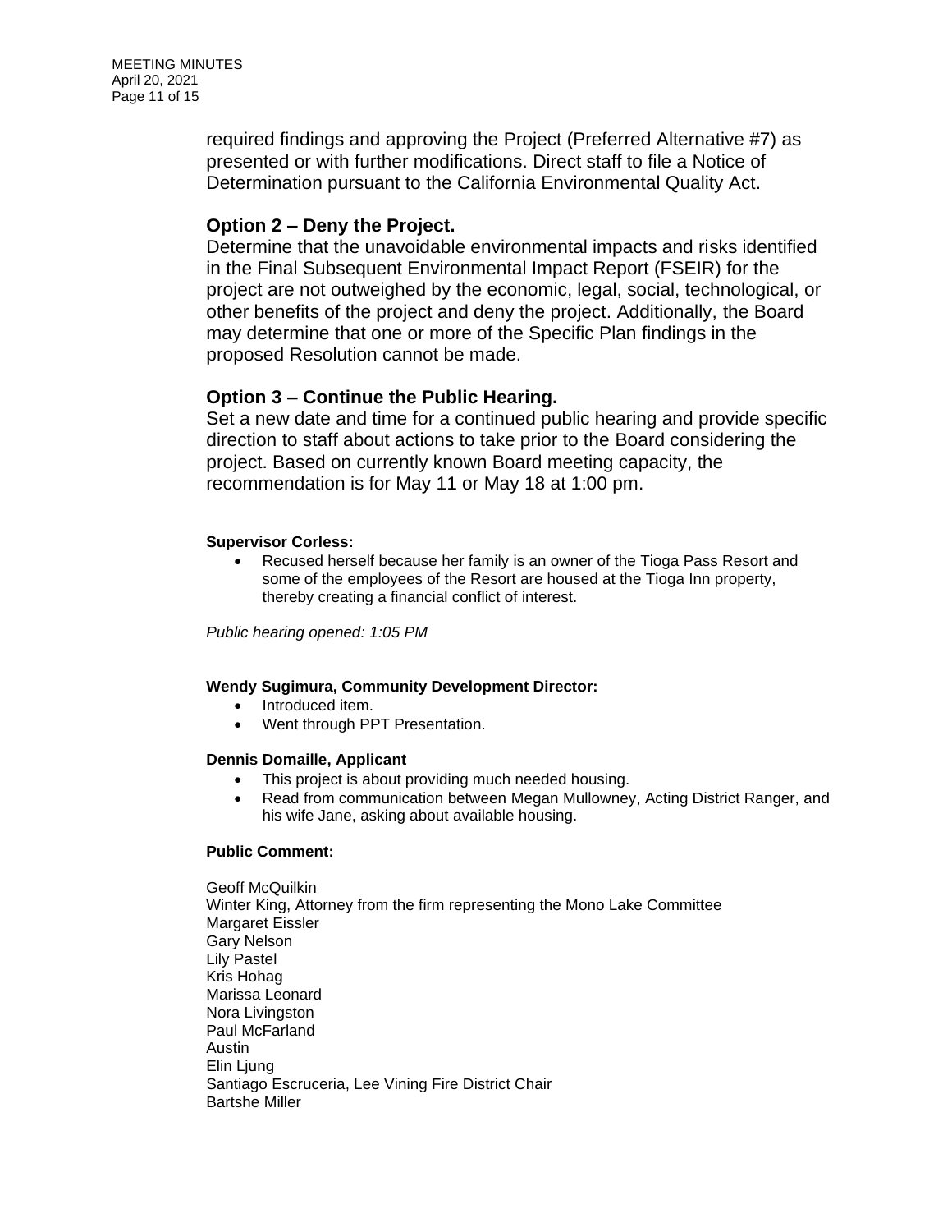required findings and approving the Project (Preferred Alternative #7) as presented or with further modifications. Direct staff to file a Notice of Determination pursuant to the California Environmental Quality Act.

**Option 2 – Deny the Project.**
Determine that the unavoidable environmental impacts and risks identified in the Final Subsequent Environmental Impact Report (FSEIR) for the project are not outweighed by the economic, legal, social, technological, or other benefits of the project and deny the project. Additionally, the Board may determine that one or more of the Specific Plan findings in the proposed Resolution cannot be made.

**Option 3 – Continue the Public Hearing.**
Set a new date and time for a continued public hearing and provide specific direction to staff about actions to take prior to the Board considering the project. Based on currently known Board meeting capacity, the recommendation is for May 11 or May 18 at 1:00 pm.

**Supervisor Corless:**

- Recused herself because her family is an owner of the Tioga Pass Resort and some of the employees of the Resort are housed at the Tioga Inn property, thereby creating a financial conflict of interest.

*Public hearing opened: 1:05 PM*

**Wendy Sugimura, Community Development Director:**

- Introduced item.
- Went through PPT Presentation.

**Dennis Domaille, Applicant**

- This project is about providing much needed housing.
- Read from communication between Megan Mullowney, Acting District Ranger, and his wife Jane, asking about available housing.

**Public Comment:**

Geoff McQuilkin
Winter King, Attorney from the firm representing the Mono Lake Committee
Margaret Eissler
Gary Nelson
Lily Pastel
Kris Hohag
Marissa Leonard
Nora Livingston
Paul McFarland
Austin
Elin Ljung
Santiago Escruceria, Lee Vining Fire District Chair
Bartshe Miller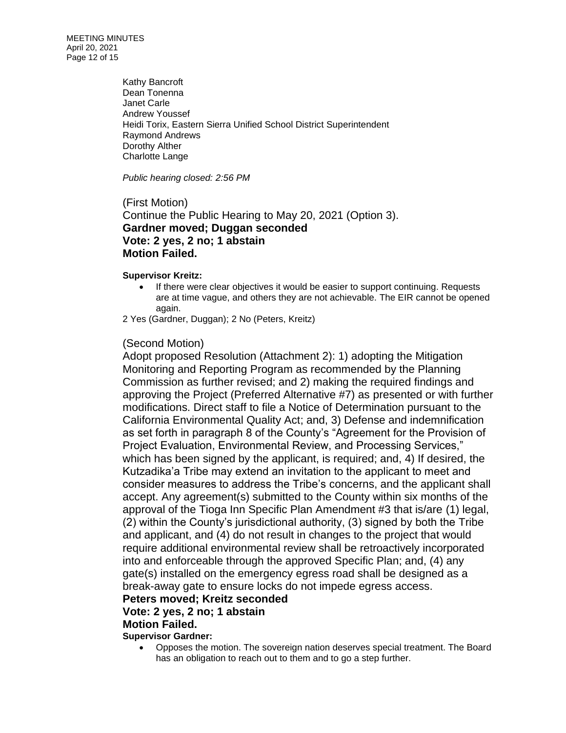Kathy Bancroft
Dean Tonenna
Janet Carle
Andrew Youssef
Heidi Torix, Eastern Sierra Unified School District Superintendent
Raymond Andrews
Dorothy Alther
Charlotte Lange

*Public hearing closed: 2:56 PM*

(First Motion)
Continue the Public Hearing to May 20, 2021 (Option 3).
**Gardner moved; Duggan seconded**
**Vote: 2 yes, 2 no; 1 abstain**
**Motion Failed.**

**Supervisor Kreitz:**

- If there were clear objectives it would be easier to support continuing. Requests are at time vague, and others they are not achievable. The EIR cannot be opened again.

2 Yes (Gardner, Duggan); 2 No (Peters, Kreitz)

(Second Motion)
Adopt proposed Resolution (Attachment 2): 1) adopting the Mitigation Monitoring and Reporting Program as recommended by the Planning Commission as further revised; and 2) making the required findings and approving the Project (Preferred Alternative #7) as presented or with further modifications. Direct staff to file a Notice of Determination pursuant to the California Environmental Quality Act; and, 3) Defense and indemnification as set forth in paragraph 8 of the County's "Agreement for the Provision of Project Evaluation, Environmental Review, and Processing Services," which has been signed by the applicant, is required; and, 4) If desired, the Kutzadika'a Tribe may extend an invitation to the applicant to meet and consider measures to address the Tribe's concerns, and the applicant shall accept. Any agreement(s) submitted to the County within six months of the approval of the Tioga Inn Specific Plan Amendment #3 that is/are (1) legal, (2) within the County's jurisdictional authority, (3) signed by both the Tribe and applicant, and (4) do not result in changes to the project that would require additional environmental review shall be retroactively incorporated into and enforceable through the approved Specific Plan; and, (4) any gate(s) installed on the emergency egress road shall be designed as a break-away gate to ensure locks do not impede egress access.
**Peters moved; Kreitz seconded**
**Vote: 2 yes, 2 no; 1 abstain**
**Motion Failed.**

**Supervisor Gardner:**

- Opposes the motion. The sovereign nation deserves special treatment. The Board has an obligation to reach out to them and to go a step further.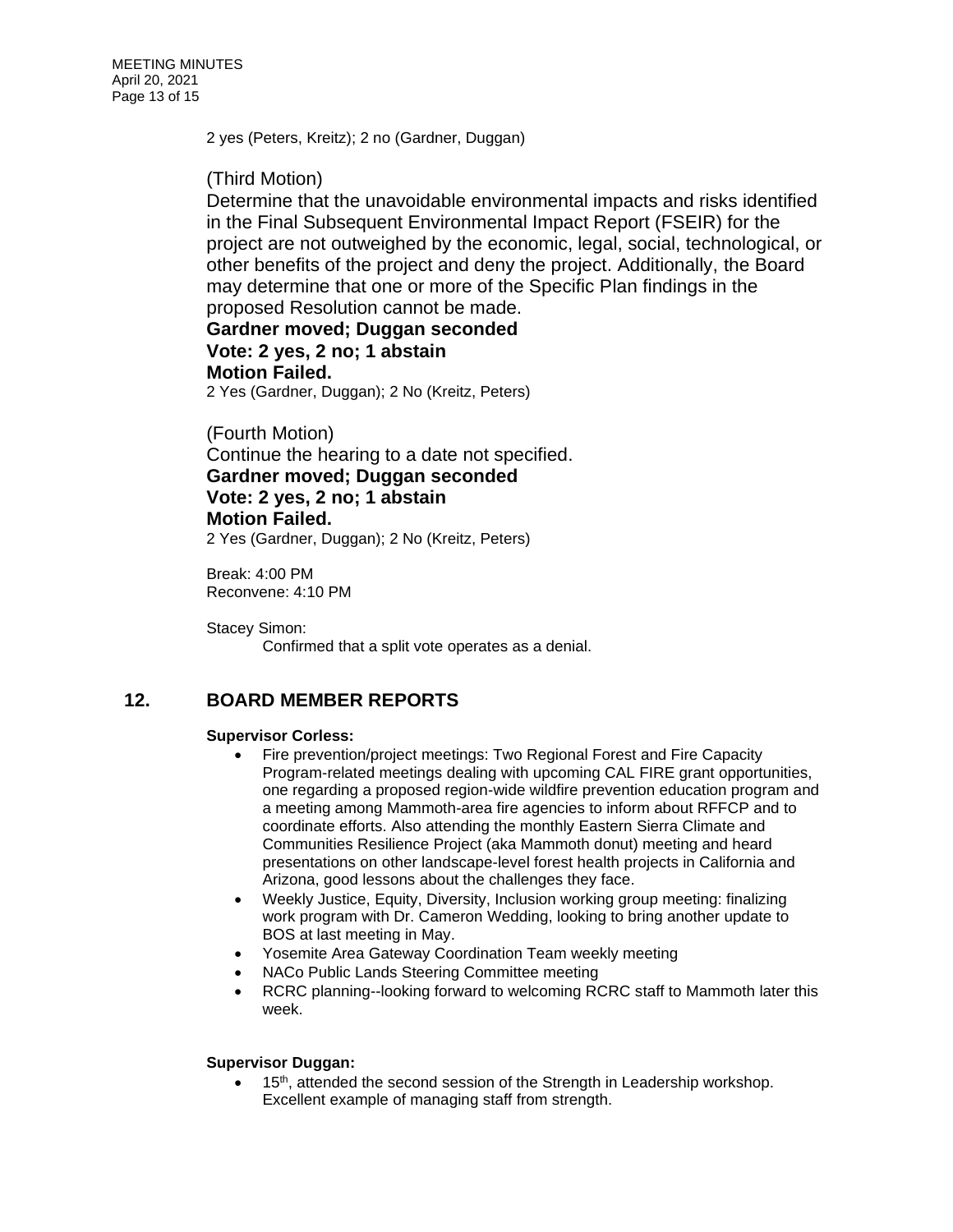2 yes (Peters, Kreitz); 2 no (Gardner, Duggan)

(Third Motion)

Determine that the unavoidable environmental impacts and risks identified in the Final Subsequent Environmental Impact Report (FSEIR) for the project are not outweighed by the economic, legal, social, technological, or other benefits of the project and deny the project. Additionally, the Board may determine that one or more of the Specific Plan findings in the proposed Resolution cannot be made.

**Gardner moved; Duggan seconded**
**Vote: 2 yes, 2 no; 1 abstain**
**Motion Failed.**
2 Yes (Gardner, Duggan); 2 No (Kreitz, Peters)

(Fourth Motion)

Continue the hearing to a date not specified.

**Gardner moved; Duggan seconded**
**Vote: 2 yes, 2 no; 1 abstain**
**Motion Failed.**
2 Yes (Gardner, Duggan); 2 No (Kreitz, Peters)

Break: 4:00 PM
Reconvene: 4:10 PM

Stacey Simon:
Confirmed that a split vote operates as a denial.

## 12. BOARD MEMBER REPORTS

**Supervisor Corless:**

- Fire prevention/project meetings: Two Regional Forest and Fire Capacity Program-related meetings dealing with upcoming CAL FIRE grant opportunities, one regarding a proposed region-wide wildfire prevention education program and a meeting among Mammoth-area fire agencies to inform about RFFCP and to coordinate efforts. Also attending the monthly Eastern Sierra Climate and Communities Resilience Project (aka Mammoth donut) meeting and heard presentations on other landscape-level forest health projects in California and Arizona, good lessons about the challenges they face.
- Weekly Justice, Equity, Diversity, Inclusion working group meeting: finalizing work program with Dr. Cameron Wedding, looking to bring another update to BOS at last meeting in May.
- Yosemite Area Gateway Coordination Team weekly meeting
- NACo Public Lands Steering Committee meeting
- RCRC planning--looking forward to welcoming RCRC staff to Mammoth later this week.

**Supervisor Duggan:**

- 15th, attended the second session of the Strength in Leadership workshop. Excellent example of managing staff from strength.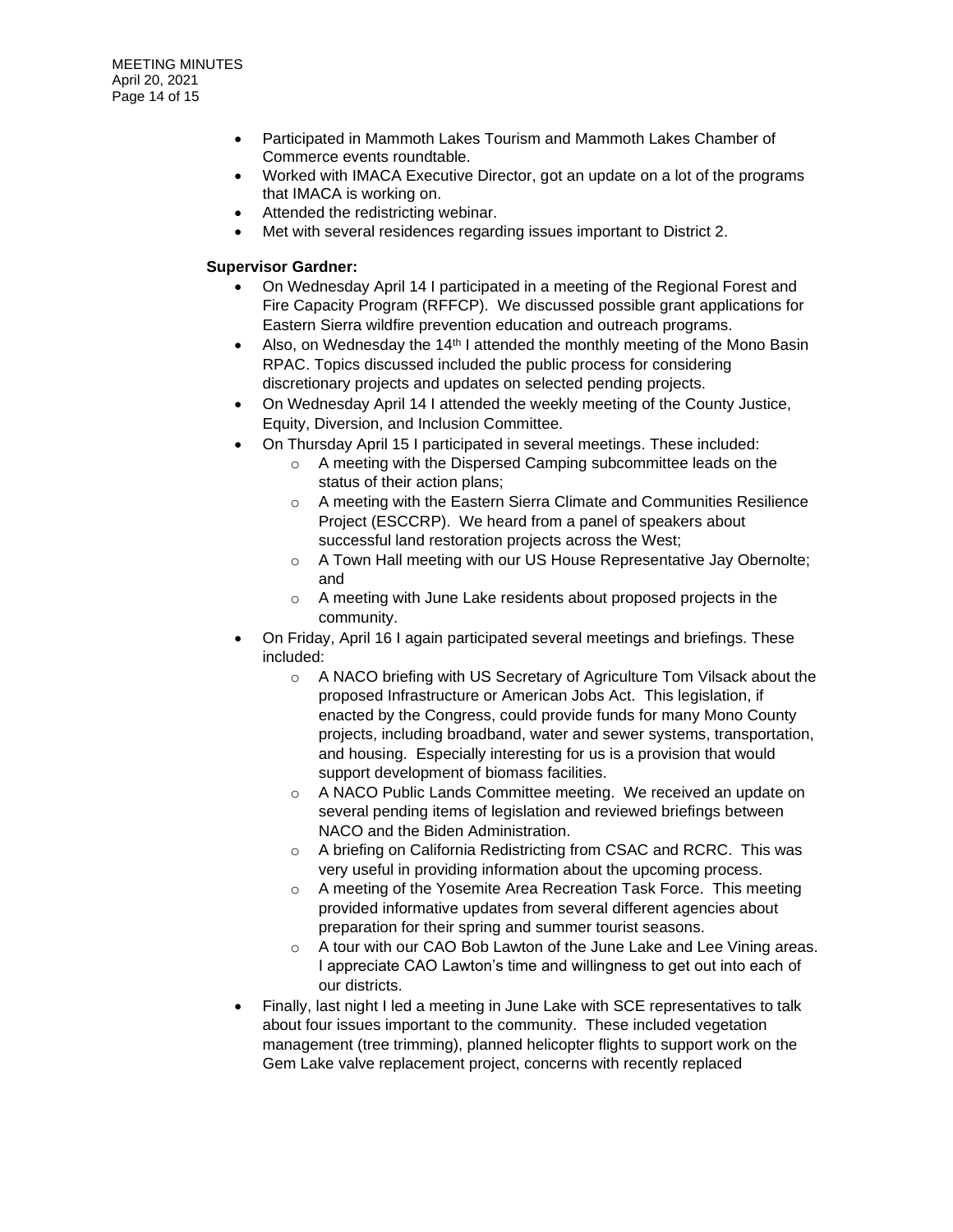- Participated in Mammoth Lakes Tourism and Mammoth Lakes Chamber of Commerce events roundtable.
- Worked with IMACA Executive Director, got an update on a lot of the programs that IMACA is working on.
- Attended the redistricting webinar.
- Met with several residences regarding issues important to District 2.

**Supervisor Gardner:**

- On Wednesday April 14 I participated in a meeting of the Regional Forest and Fire Capacity Program (RFFCP). We discussed possible grant applications for Eastern Sierra wildfire prevention education and outreach programs.
- Also, on Wednesday the 14th I attended the monthly meeting of the Mono Basin RPAC. Topics discussed included the public process for considering discretionary projects and updates on selected pending projects.
- On Wednesday April 14 I attended the weekly meeting of the County Justice, Equity, Diversion, and Inclusion Committee.
- On Thursday April 15 I participated in several meetings. These included:
  - A meeting with the Dispersed Camping subcommittee leads on the status of their action plans;
  - A meeting with the Eastern Sierra Climate and Communities Resilience Project (ESCCRP). We heard from a panel of speakers about successful land restoration projects across the West;
  - A Town Hall meeting with our US House Representative Jay Obernolte; and
  - A meeting with June Lake residents about proposed projects in the community.
- On Friday, April 16 I again participated several meetings and briefings. These included:
  - A NACO briefing with US Secretary of Agriculture Tom Vilsack about the proposed Infrastructure or American Jobs Act. This legislation, if enacted by the Congress, could provide funds for many Mono County projects, including broadband, water and sewer systems, transportation, and housing. Especially interesting for us is a provision that would support development of biomass facilities.
  - A NACO Public Lands Committee meeting. We received an update on several pending items of legislation and reviewed briefings between NACO and the Biden Administration.
  - A briefing on California Redistricting from CSAC and RCRC. This was very useful in providing information about the upcoming process.
  - A meeting of the Yosemite Area Recreation Task Force. This meeting provided informative updates from several different agencies about preparation for their spring and summer tourist seasons.
  - A tour with our CAO Bob Lawton of the June Lake and Lee Vining areas. I appreciate CAO Lawton's time and willingness to get out into each of our districts.
- Finally, last night I led a meeting in June Lake with SCE representatives to talk about four issues important to the community. These included vegetation management (tree trimming), planned helicopter flights to support work on the Gem Lake valve replacement project, concerns with recently replaced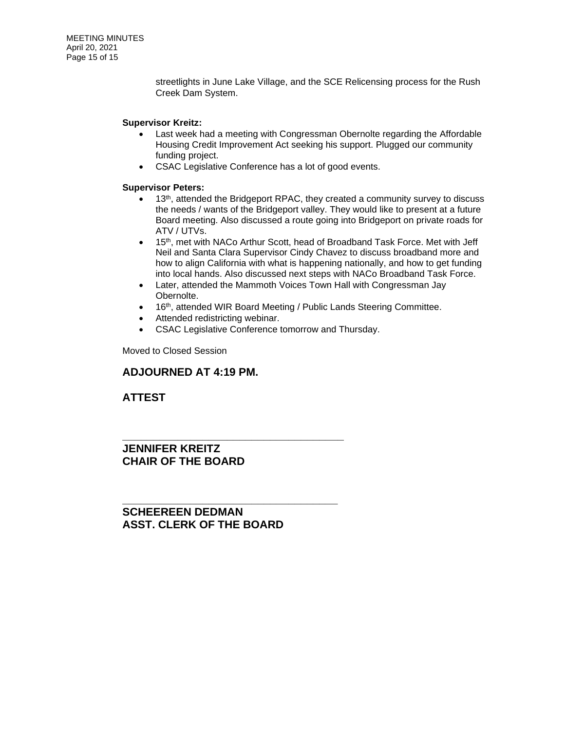streetlights in June Lake Village, and the SCE Relicensing process for the Rush Creek Dam System.

**Supervisor Kreitz:**

- Last week had a meeting with Congressman Obernolte regarding the Affordable Housing Credit Improvement Act seeking his support. Plugged our community funding project.
- CSAC Legislative Conference has a lot of good events.

**Supervisor Peters:**

- 13th, attended the Bridgeport RPAC, they created a community survey to discuss the needs / wants of the Bridgeport valley. They would like to present at a future Board meeting. Also discussed a route going into Bridgeport on private roads for ATV / UTVs.
- 15th, met with NACo Arthur Scott, head of Broadband Task Force. Met with Jeff Neil and Santa Clara Supervisor Cindy Chavez to discuss broadband more and how to align California with what is happening nationally, and how to get funding into local hands. Also discussed next steps with NACo Broadband Task Force.
- Later, attended the Mammoth Voices Town Hall with Congressman Jay Obernolte.
- 16th, attended WIR Board Meeting / Public Lands Steering Committee.
- Attended redistricting webinar.
- CSAC Legislative Conference tomorrow and Thursday.

Moved to Closed Session

## ADJOURNED AT 4:19 PM.

## ATTEST

\_\_\_\_\_\_\_\_\_\_\_\_\_\_\_\_\_\_\_\_\_\_\_\_\_\_\_\_\_\_\_\_\_\_\_\_\_\_

**JENNIFER KREITZ**
**CHAIR OF THE BOARD**

\_\_\_\_\_\_\_\_\_\_\_\_\_\_\_\_\_\_\_\_\_\_\_\_\_\_\_\_\_\_\_\_\_\_\_\_\_\_

**SCHEEREEN DEDMAN**
**ASST. CLERK OF THE BOARD**